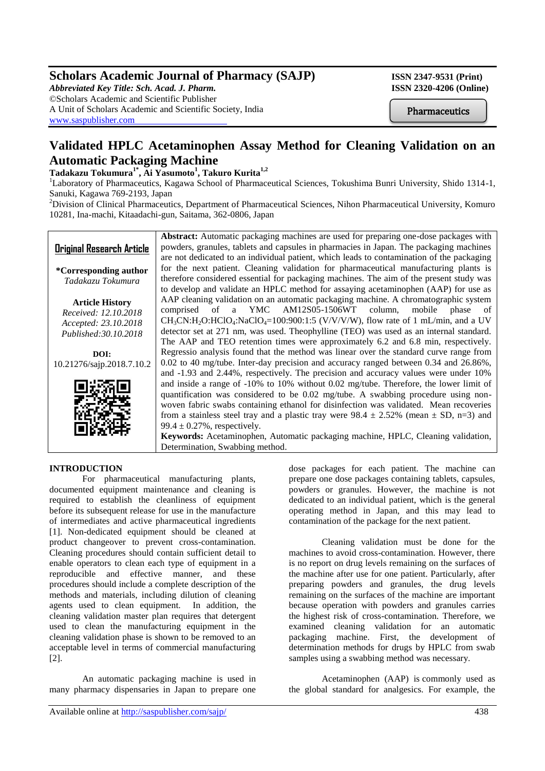# Scholars Academic Journal of Pharmacy (SAJP)

*Abbreviated Key Title: Sch. Acad. J. Pharm.*
©Scholars Academic and Scientific Publisher
A Unit of Scholars Academic and Scientific Society, India
www.saspublisher.com

ISSN 2347-9531 (Print)
ISSN 2320-4206 (Online)

Pharmaceutics

# Validated HPLC Acetaminophen Assay Method for Cleaning Validation on an Automatic Packaging Machine

**Tadakazu Tokumura[1*], Ai Yasumoto[1], Takuro Kurita[1,2]**

[1]Laboratory of Pharmaceutics, Kagawa School of Pharmaceutical Sciences, Tokushima Bunri University, Shido 1314-1, Sanuki, Kagawa 769-2193, Japan

[2]Division of Clinical Pharmaceutics, Department of Pharmaceutical Sciences, Nihon Pharmaceutical University, Komuro 10281, Ina-machi, Kitaadachi-gun, Saitama, 362-0806, Japan

**Original Research Article**

**\*Corresponding author**
*Tadakazu Tokumura*

**Article History**
*Received: 12.10.2018*
*Accepted: 23.10.2018*
*Published:30.10.2018*

**DOI:**
10.21276/sajp.2018.7.10.2

**Abstract:** Automatic packaging machines are used for preparing one-dose packages with powders, granules, tablets and capsules in pharmacies in Japan. The packaging machines are not dedicated to an individual patient, which leads to contamination of the packaging for the next patient. Cleaning validation for pharmaceutical manufacturing plants is therefore considered essential for packaging machines. The aim of the present study was to develop and validate an HPLC method for assaying acetaminophen (AAP) for use as AAP cleaning validation on an automatic packaging machine. A chromatographic system comprised of a YMC AM12S05-1506WT column, mobile phase of $CH_3CN$:$H_2O$:$HClO_4$:$NaClO_4$=100:900:1:5 (V/V/V/W), flow rate of 1 mL/min, and a UV detector set at 271 nm, was used. Theophylline (TEO) was used as an internal standard. The AAP and TEO retention times were approximately 6.2 and 6.8 min, respectively. Regressio analysis found that the method was linear over the standard curve range from 0.02 to 40 mg/tube. Inter-day precision and accuracy ranged between 0.34 and 26.86%, and -1.93 and 2.44%, respectively. The precision and accuracy values were under 10% and inside a range of -10% to 10% without 0.02 mg/tube. Therefore, the lower limit of quantification was considered to be 0.02 mg/tube. A swabbing procedure using non-woven fabric swabs containing ethanol for disinfection was validated. Mean recoveries from a stainless steel tray and a plastic tray were 98.4 ± 2.52% (mean ± SD, n=3) and 99.4 ± 0.27%, respectively.

**Keywords:** Acetaminophen, Automatic packaging machine, HPLC, Cleaning validation, Determination, Swabbing method.

## INTRODUCTION

For pharmaceutical manufacturing plants, documented equipment maintenance and cleaning is required to establish the cleanliness of equipment before its subsequent release for use in the manufacture of intermediates and active pharmaceutical ingredients [1]. Non-dedicated equipment should be cleaned at product changeover to prevent cross-contamination. Cleaning procedures should contain sufficient detail to enable operators to clean each type of equipment in a reproducible and effective manner, and these procedures should include a complete description of the methods and materials, including dilution of cleaning agents used to clean equipment. In addition, the cleaning validation master plan requires that detergent used to clean the manufacturing equipment in the cleaning validation phase is shown to be removed to an acceptable level in terms of commercial manufacturing [2].

An automatic packaging machine is used in many pharmacy dispensaries in Japan to prepare one dose packages for each patient. The machine can prepare one dose packages containing tablets, capsules, powders or granules. However, the machine is not dedicated to an individual patient, which is the general operating method in Japan, and this may lead to contamination of the package for the next patient.

Cleaning validation must be done for the machines to avoid cross-contamination. However, there is no report on drug levels remaining on the surfaces of the machine after use for one patient. Particularly, after preparing powders and granules, the drug levels remaining on the surfaces of the machine are important because operation with powders and granules carries the highest risk of cross-contamination. Therefore, we examined cleaning validation for an automatic packaging machine. First, the development of determination methods for drugs by HPLC from swab samples using a swabbing method was necessary.

Acetaminophen (AAP) is commonly used as the global standard for analgesics. For example, the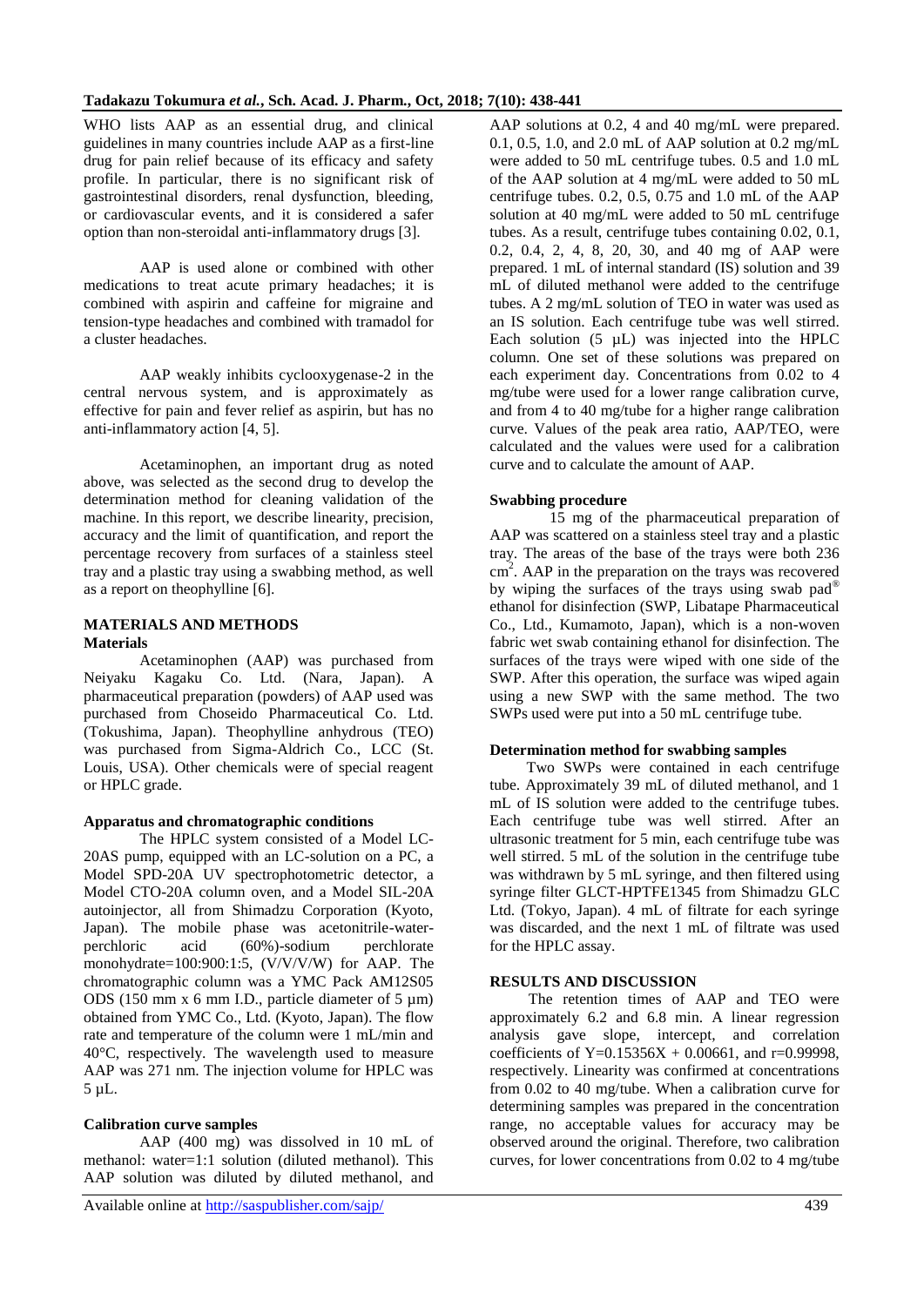WHO lists AAP as an essential drug, and clinical guidelines in many countries include AAP as a first-line drug for pain relief because of its efficacy and safety profile. In particular, there is no significant risk of gastrointestinal disorders, renal dysfunction, bleeding, or cardiovascular events, and it is considered a safer option than non-steroidal anti-inflammatory drugs [3].

AAP is used alone or combined with other medications to treat acute primary headaches; it is combined with aspirin and caffeine for migraine and tension-type headaches and combined with tramadol for a cluster headaches.

AAP weakly inhibits cyclooxygenase-2 in the central nervous system, and is approximately as effective for pain and fever relief as aspirin, but has no anti-inflammatory action [4, 5].

Acetaminophen, an important drug as noted above, was selected as the second drug to develop the determination method for cleaning validation of the machine. In this report, we describe linearity, precision, accuracy and the limit of quantification, and report the percentage recovery from surfaces of a stainless steel tray and a plastic tray using a swabbing method, as well as a report on theophylline [6].

## MATERIALS AND METHODS

### Materials

Acetaminophen (AAP) was purchased from Neiyaku Kagaku Co. Ltd. (Nara, Japan). A pharmaceutical preparation (powders) of AAP used was purchased from Choseido Pharmaceutical Co. Ltd. (Tokushima, Japan). Theophylline anhydrous (TEO) was purchased from Sigma-Aldrich Co., LCC (St. Louis, USA). Other chemicals were of special reagent or HPLC grade.

### Apparatus and chromatographic conditions

The HPLC system consisted of a Model LC-20AS pump, equipped with an LC-solution on a PC, a Model SPD-20A UV spectrophotometric detector, a Model CTO-20A column oven, and a Model SIL-20A autoinjector, all from Shimadzu Corporation (Kyoto, Japan). The mobile phase was acetonitrile-water-perchloric acid (60%)-sodium perchlorate monohydrate=100:900:1:5, (V/V/V/W) for AAP. The chromatographic column was a YMC Pack AM12S05 ODS (150 mm x 6 mm I.D., particle diameter of 5 µm) obtained from YMC Co., Ltd. (Kyoto, Japan). The flow rate and temperature of the column were 1 mL/min and 40°C, respectively. The wavelength used to measure AAP was 271 nm. The injection volume for HPLC was 5 µL.

### Calibration curve samples

AAP (400 mg) was dissolved in 10 mL of methanol: water=1:1 solution (diluted methanol). This AAP solution was diluted by diluted methanol, and AAP solutions at 0.2, 4 and 40 mg/mL were prepared. 0.1, 0.5, 1.0, and 2.0 mL of AAP solution at 0.2 mg/mL were added to 50 mL centrifuge tubes. 0.5 and 1.0 mL of the AAP solution at 4 mg/mL were added to 50 mL centrifuge tubes. 0.2, 0.5, 0.75 and 1.0 mL of the AAP solution at 40 mg/mL were added to 50 mL centrifuge tubes. As a result, centrifuge tubes containing 0.02, 0.1, 0.2, 0.4, 2, 4, 8, 20, 30, and 40 mg of AAP were prepared. 1 mL of internal standard (IS) solution and 39 mL of diluted methanol were added to the centrifuge tubes. A 2 mg/mL solution of TEO in water was used as an IS solution. Each centrifuge tube was well stirred. Each solution (5 µL) was injected into the HPLC column. One set of these solutions was prepared on each experiment day. Concentrations from 0.02 to 4 mg/tube were used for a lower range calibration curve, and from 4 to 40 mg/tube for a higher range calibration curve. Values of the peak area ratio, AAP/TEO, were calculated and the values were used for a calibration curve and to calculate the amount of AAP.

### Swabbing procedure

15 mg of the pharmaceutical preparation of AAP was scattered on a stainless steel tray and a plastic tray. The areas of the base of the trays were both 236 $cm^2$. AAP in the preparation on the trays was recovered by wiping the surfaces of the trays using swab pad® ethanol for disinfection (SWP, Libatape Pharmaceutical Co., Ltd., Kumamoto, Japan), which is a non-woven fabric wet swab containing ethanol for disinfection. The surfaces of the trays were wiped with one side of the SWP. After this operation, the surface was wiped again using a new SWP with the same method. The two SWPs used were put into a 50 mL centrifuge tube.

### Determination method for swabbing samples

Two SWPs were contained in each centrifuge tube. Approximately 39 mL of diluted methanol, and 1 mL of IS solution were added to the centrifuge tubes. Each centrifuge tube was well stirred. After an ultrasonic treatment for 5 min, each centrifuge tube was well stirred. 5 mL of the solution in the centrifuge tube was withdrawn by 5 mL syringe, and then filtered using syringe filter GLCT-HPTFE1345 from Shimadzu GLC Ltd. (Tokyo, Japan). 4 mL of filtrate for each syringe was discarded, and the next 1 mL of filtrate was used for the HPLC assay.

## RESULTS AND DISCUSSION

The retention times of AAP and TEO were approximately 6.2 and 6.8 min. A linear regression analysis gave slope, intercept, and correlation coefficients of $Y=0.15356X + 0.00661$, and $r=0.99998$, respectively. Linearity was confirmed at concentrations from 0.02 to 40 mg/tube. When a calibration curve for determining samples was prepared in the concentration range, no acceptable values for accuracy may be observed around the original. Therefore, two calibration curves, for lower concentrations from 0.02 to 4 mg/tube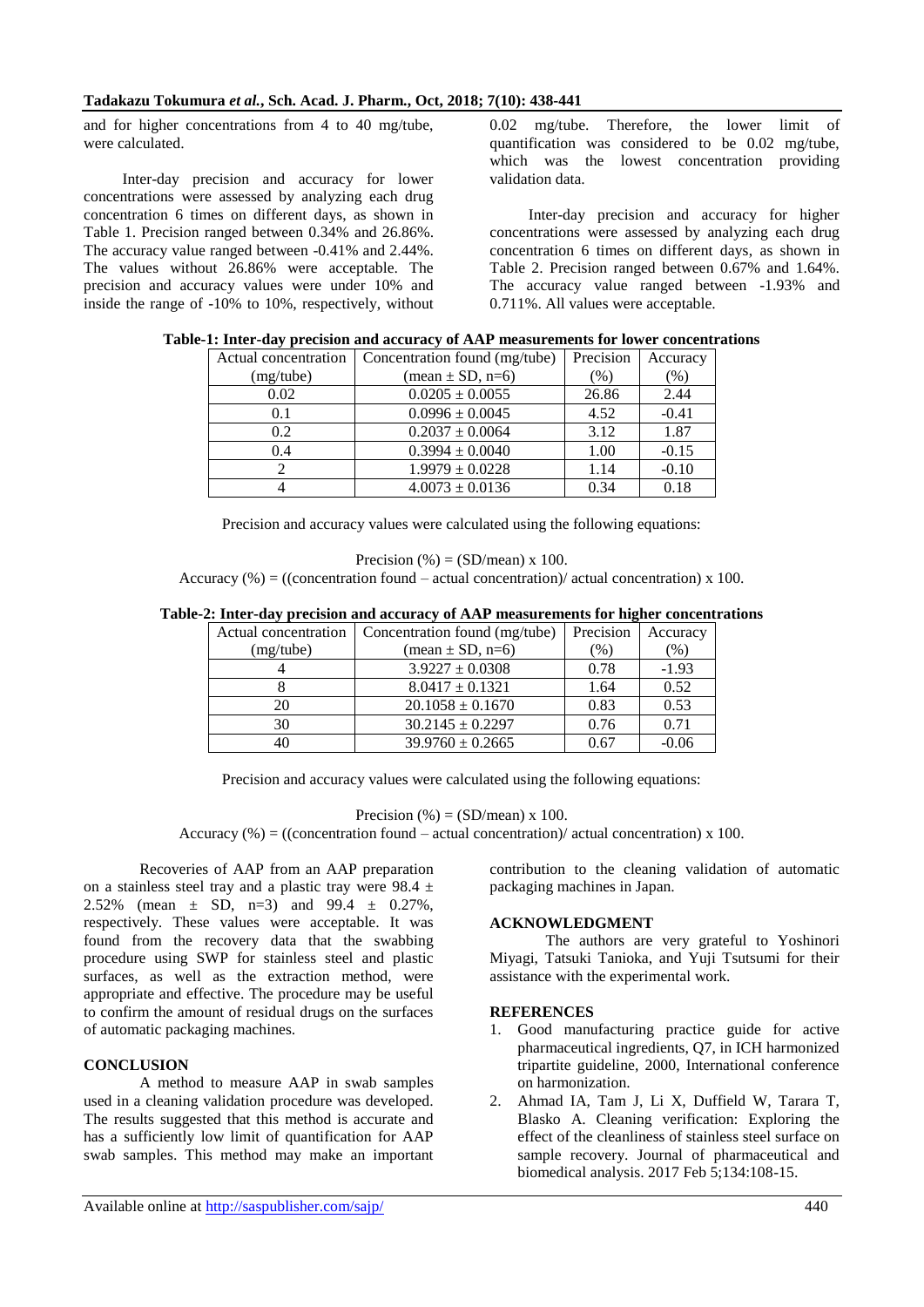and for higher concentrations from 4 to 40 mg/tube, were calculated.

Inter-day precision and accuracy for lower concentrations were assessed by analyzing each drug concentration 6 times on different days, as shown in Table 1. Precision ranged between 0.34% and 26.86%. The accuracy value ranged between -0.41% and 2.44%. The values without 26.86% were acceptable. The precision and accuracy values were under 10% and inside the range of -10% to 10%, respectively, without 0.02 mg/tube. Therefore, the lower limit of quantification was considered to be 0.02 mg/tube, which was the lowest concentration providing validation data.

Inter-day precision and accuracy for higher concentrations were assessed by analyzing each drug concentration 6 times on different days, as shown in Table 2. Precision ranged between 0.67% and 1.64%. The accuracy value ranged between -1.93% and 0.711%. All values were acceptable.

**Table-1: Inter-day precision and accuracy of AAP measurements for lower concentrations**

| Actual concentration (mg/tube) | Concentration found (mg/tube) (mean ± SD, n=6) | Precision (%) | Accuracy (%) |
|---|---|---|---|
| 0.02 | 0.0205 ± 0.0055 | 26.86 | 2.44 |
| 0.1 | 0.0996 ± 0.0045 | 4.52 | -0.41 |
| 0.2 | 0.2037 ± 0.0064 | 3.12 | 1.87 |
| 0.4 | 0.3994 ± 0.0040 | 1.00 | -0.15 |
| 2 | 1.9979 ± 0.0228 | 1.14 | -0.10 |
| 4 | 4.0073 ± 0.0136 | 0.34 | 0.18 |

Precision and accuracy values were calculated using the following equations:

Precision (%) = (SD/mean) x 100.

Accuracy (%) = ((concentration found – actual concentration)/ actual concentration) x 100.

**Table-2: Inter-day precision and accuracy of AAP measurements for higher concentrations**

| Actual concentration (mg/tube) | Concentration found (mg/tube) (mean ± SD, n=6) | Precision (%) | Accuracy (%) |
|---|---|---|---|
| 4 | 3.9227 ± 0.0308 | 0.78 | -1.93 |
| 8 | 8.0417 ± 0.1321 | 1.64 | 0.52 |
| 20 | 20.1058 ± 0.1670 | 0.83 | 0.53 |
| 30 | 30.2145 ± 0.2297 | 0.76 | 0.71 |
| 40 | 39.9760 ± 0.2665 | 0.67 | -0.06 |

Precision and accuracy values were calculated using the following equations:

Precision (%) = (SD/mean) x 100.

Accuracy (%) = ((concentration found – actual concentration)/ actual concentration) x 100.

Recoveries of AAP from an AAP preparation on a stainless steel tray and a plastic tray were 98.4 ± 2.52% (mean ± SD, n=3) and 99.4 ± 0.27%, respectively. These values were acceptable. It was found from the recovery data that the swabbing procedure using SWP for stainless steel and plastic surfaces, as well as the extraction method, were appropriate and effective. The procedure may be useful to confirm the amount of residual drugs on the surfaces of automatic packaging machines.

## CONCLUSION

A method to measure AAP in swab samples used in a cleaning validation procedure was developed. The results suggested that this method is accurate and has a sufficiently low limit of quantification for AAP swab samples. This method may make an important contribution to the cleaning validation of automatic packaging machines in Japan.

## ACKNOWLEDGMENT

The authors are very grateful to Yoshinori Miyagi, Tatsuki Tanioka, and Yuji Tsutsumi for their assistance with the experimental work.

## REFERENCES

1. Good manufacturing practice guide for active pharmaceutical ingredients, Q7, in ICH harmonized tripartite guideline, 2000, International conference on harmonization.
2. Ahmad IA, Tam J, Li X, Duffield W, Tarara T, Blasko A. Cleaning verification: Exploring the effect of the cleanliness of stainless steel surface on sample recovery. Journal of pharmaceutical and biomedical analysis. 2017 Feb 5;134:108-15.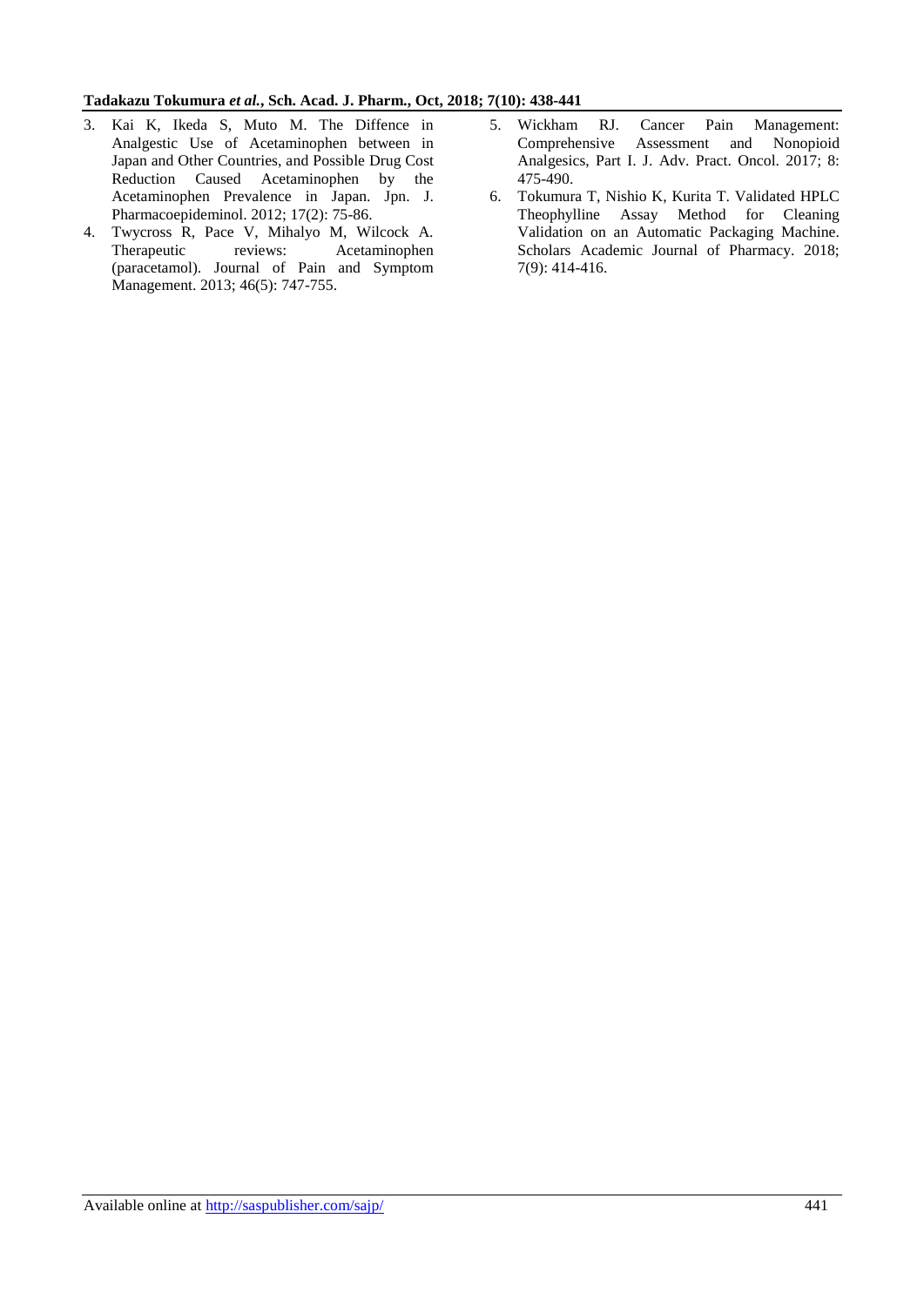3. Kai K, Ikeda S, Muto M. The Diffence in Analgestic Use of Acetaminophen between in Japan and Other Countries, and Possible Drug Cost Reduction Caused Acetaminophen by the Acetaminophen Prevalence in Japan. Jpn. J. Pharmacoepideminol. 2012; 17(2): 75-86.
4. Twycross R, Pace V, Mihalyo M, Wilcock A. Therapeutic reviews: Acetaminophen (paracetamol). Journal of Pain and Symptom Management. 2013; 46(5): 747-755.
5. Wickham RJ. Cancer Pain Management: Comprehensive Assessment and Nonopioid Analgesics, Part I. J. Adv. Pract. Oncol. 2017; 8: 475-490.
6. Tokumura T, Nishio K, Kurita T. Validated HPLC Theophylline Assay Method for Cleaning Validation on an Automatic Packaging Machine. Scholars Academic Journal of Pharmacy. 2018; 7(9): 414-416.